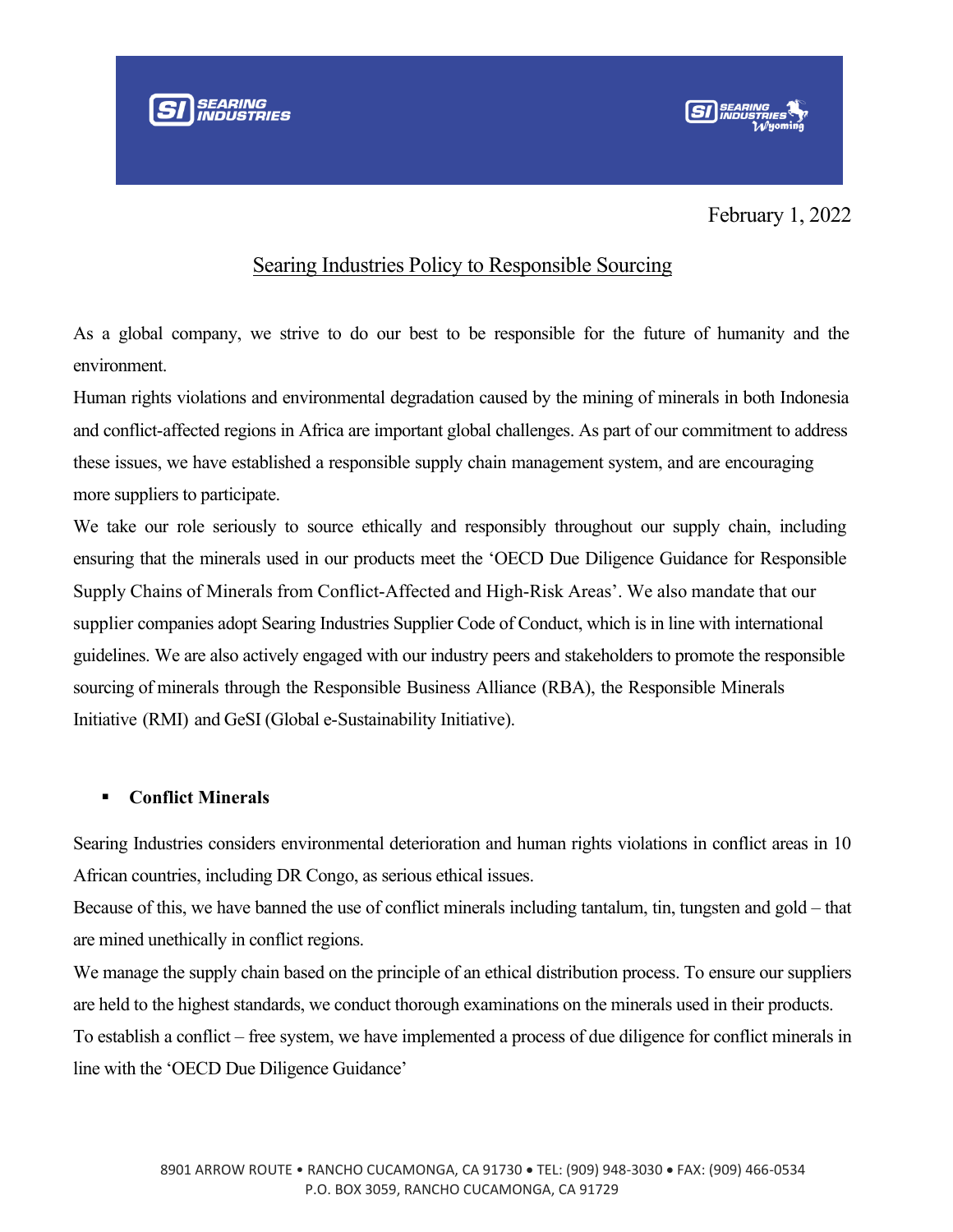February 1, 2022

# Searing Industries Policy to Responsible Sourcing

As a global company, we strive to do our best to be responsible for the future of humanity and the environment.

Human rights violations and environmental degradation caused by the mining of minerals in both Indonesia and conflict-affected regions in Africa are important global challenges. As part of our commitment to address these issues, we have established a responsible supply chain management system, and are encouraging more suppliers to participate.

We take our role seriously to source ethically and responsibly throughout our supply chain, including ensuring that the minerals used in our products meet the 'OECD Due Diligence Guidance for Responsible Supply Chains of Minerals from Conflict-Affected and High-Risk Areas'. We also mandate that our supplier companies adopt Searing Industries Supplier Code of Conduct, which is in line with international guidelines. We are also actively engaged with our industry peers and stakeholders to promote the responsible sourcing of minerals through the Responsible Business Alliance (RBA), the Responsible Minerals Initiative (RMI) and GeSI (Global e-Sustainability Initiative).

- **Conflict Minerals**

Searing Industries considers environmental deterioration and human rights violations in conflict areas in 10 African countries, including DR Congo, as serious ethical issues.

Because of this, we have banned the use of conflict minerals including tantalum, tin, tungsten and gold – that are mined unethically in conflict regions.

We manage the supply chain based on the principle of an ethical distribution process. To ensure our suppliers are held to the highest standards, we conduct thorough examinations on the minerals used in their products.

To establish a conflict – free system, we have implemented a process of due diligence for conflict minerals in line with the 'OECD Due Diligence Guidance'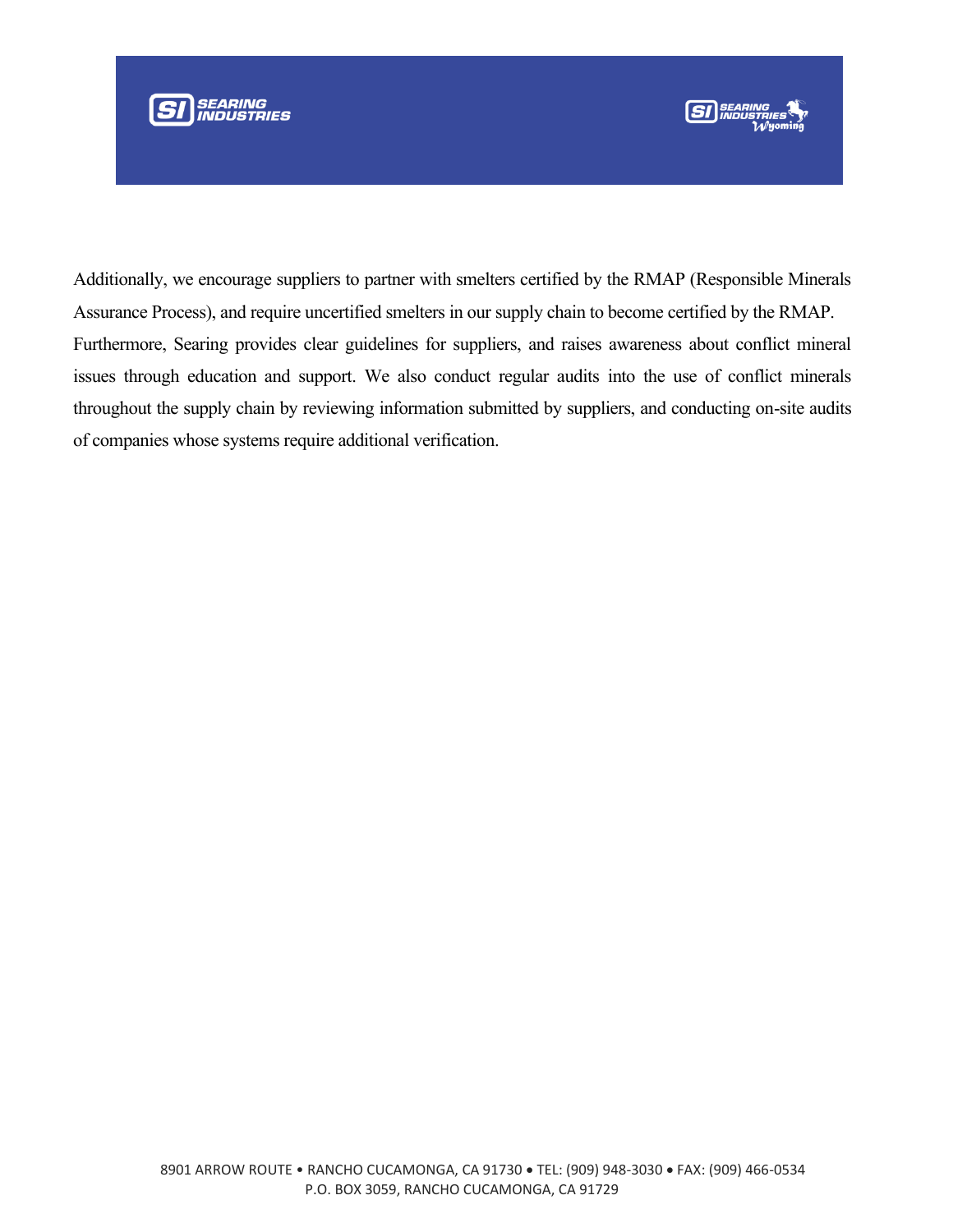Additionally, we encourage suppliers to partner with smelters certified by the RMAP (Responsible Minerals Assurance Process), and require uncertified smelters in our supply chain to become certified by the RMAP. Furthermore, Searing provides clear guidelines for suppliers, and raises awareness about conflict mineral issues through education and support. We also conduct regular audits into the use of conflict minerals throughout the supply chain by reviewing information submitted by suppliers, and conducting on-site audits of companies whose systems require additional verification.